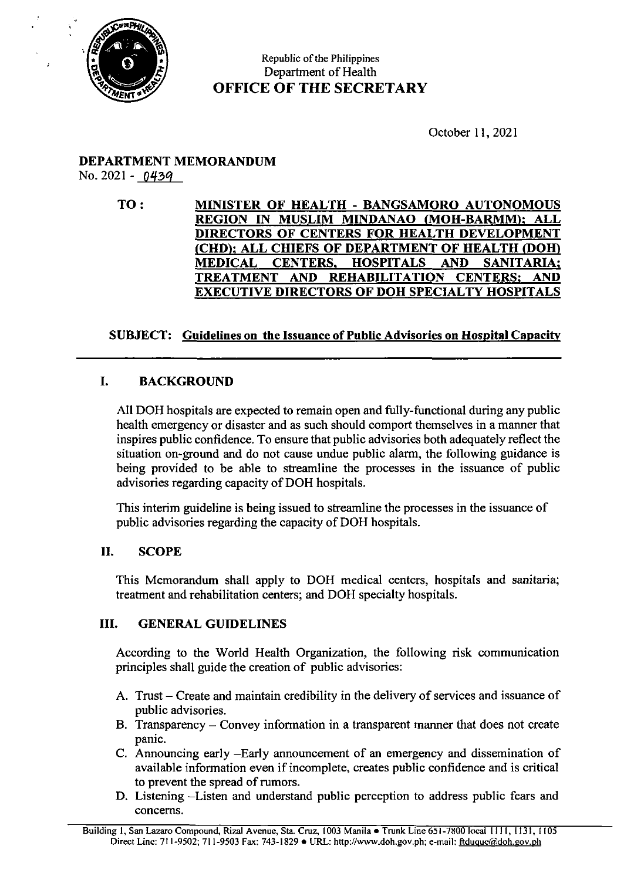Republic of the Philippines
Department of Health
**OFFICE OF THE SECRETARY**

October 11, 2021

**DEPARTMENT MEMORANDUM**
No. 2021 - 0439

**TO:** **MINISTER OF HEALTH - BANGSAMORO AUTONOMOUS REGION IN MUSLIM MINDANAO (MOH-BARMM); ALL DIRECTORS OF CENTERS FOR HEALTH DEVELOPMENT (CHD); ALL CHIEFS OF DEPARTMENT OF HEALTH (DOH) MEDICAL CENTERS, HOSPITALS AND SANITARIA; TREATMENT AND REHABILITATION CENTERS; AND EXECUTIVE DIRECTORS OF DOH SPECIALTY HOSPITALS**

**SUBJECT: Guidelines on the Issuance of Public Advisories on Hospital Capacity**

## I. BACKGROUND

All DOH hospitals are expected to remain open and fully-functional during any public health emergency or disaster and as such should comport themselves in a manner that inspires public confidence. To ensure that public advisories both adequately reflect the situation on-ground and do not cause undue public alarm, the following guidance is being provided to be able to streamline the processes in the issuance of public advisories regarding capacity of DOH hospitals.

This interim guideline is being issued to streamline the processes in the issuance of public advisories regarding the capacity of DOH hospitals.

## II. SCOPE

This Memorandum shall apply to DOH medical centers, hospitals and sanitaria; treatment and rehabilitation centers; and DOH specialty hospitals.

## III. GENERAL GUIDELINES

According to the World Health Organization, the following risk communication principles shall guide the creation of public advisories:

A. Trust – Create and maintain credibility in the delivery of services and issuance of public advisories.
B. Transparency – Convey information in a transparent manner that does not create panic.
C. Announcing early –Early announcement of an emergency and dissemination of available information even if incomplete, creates public confidence and is critical to prevent the spread of rumors.
D. Listening –Listen and understand public perception to address public fears and concerns.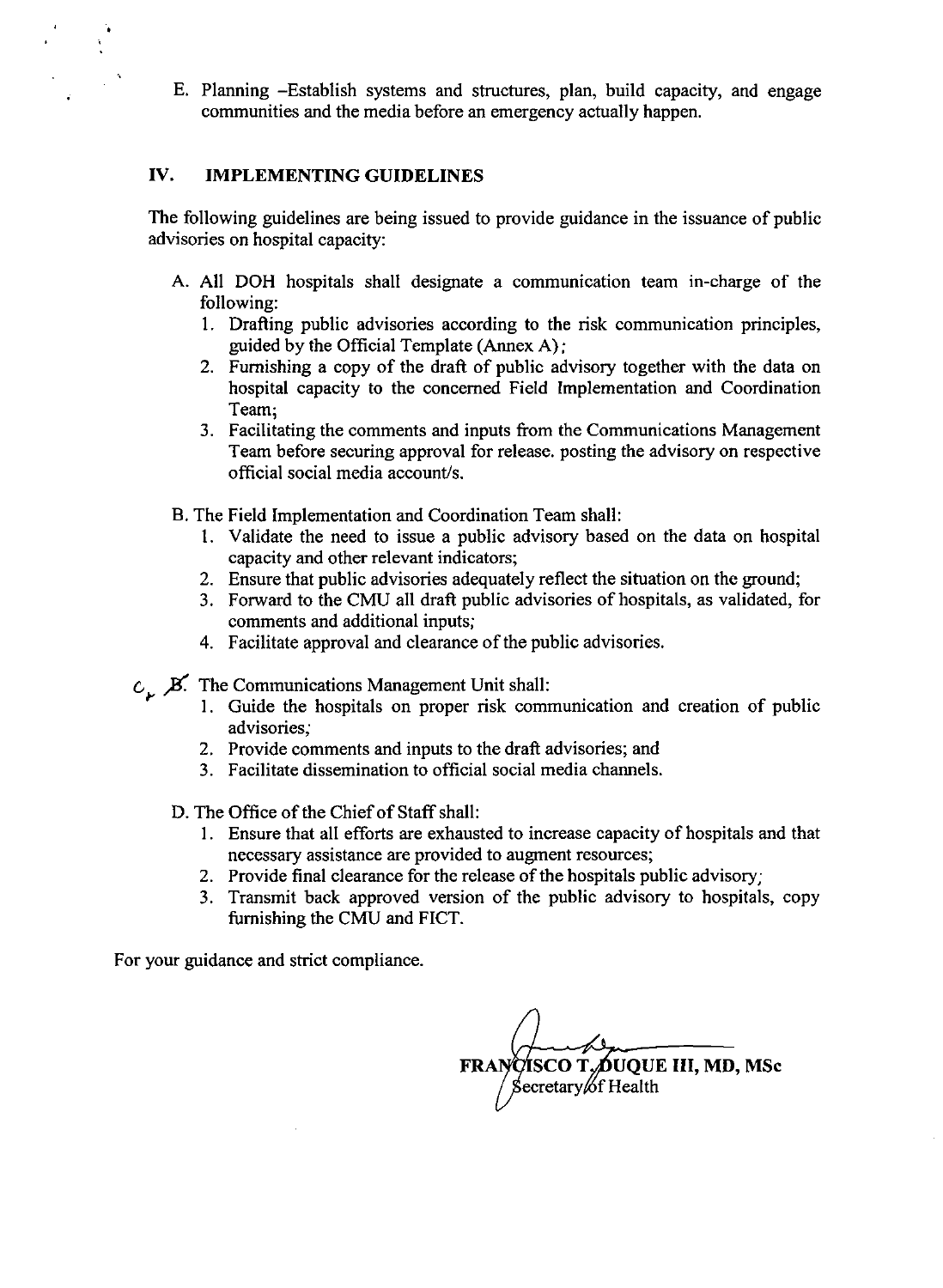E. Planning –Establish systems and structures, plan, build capacity, and engage communities and the media before an emergency actually happen.

## IV. IMPLEMENTING GUIDELINES

The following guidelines are being issued to provide guidance in the issuance of public advisories on hospital capacity:

A. All DOH hospitals shall designate a communication team in-charge of the following:
   1. Drafting public advisories according to the risk communication principles, guided by the Official Template (Annex A);
   2. Furnishing a copy of the draft of public advisory together with the data on hospital capacity to the concerned Field Implementation and Coordination Team;
   3. Facilitating the comments and inputs from the Communications Management Team before securing approval for release. posting the advisory on respective official social media account/s.

B. The Field Implementation and Coordination Team shall:
   1. Validate the need to issue a public advisory based on the data on hospital capacity and other relevant indicators;
   2. Ensure that public advisories adequately reflect the situation on the ground;
   3. Forward to the CMU all draft public advisories of hospitals, as validated, for comments and additional inputs;
   4. Facilitate approval and clearance of the public advisories.

C. ~~B.~~ The Communications Management Unit shall:
   1. Guide the hospitals on proper risk communication and creation of public advisories;
   2. Provide comments and inputs to the draft advisories; and
   3. Facilitate dissemination to official social media channels.

D. The Office of the Chief of Staff shall:
   1. Ensure that all efforts are exhausted to increase capacity of hospitals and that necessary assistance are provided to augment resources;
   2. Provide final clearance for the release of the hospitals public advisory;
   3. Transmit back approved version of the public advisory to hospitals, copy furnishing the CMU and FICT.

For your guidance and strict compliance.

**FRANCISCO T. DUQUE III, MD, MSc**
Secretary of Health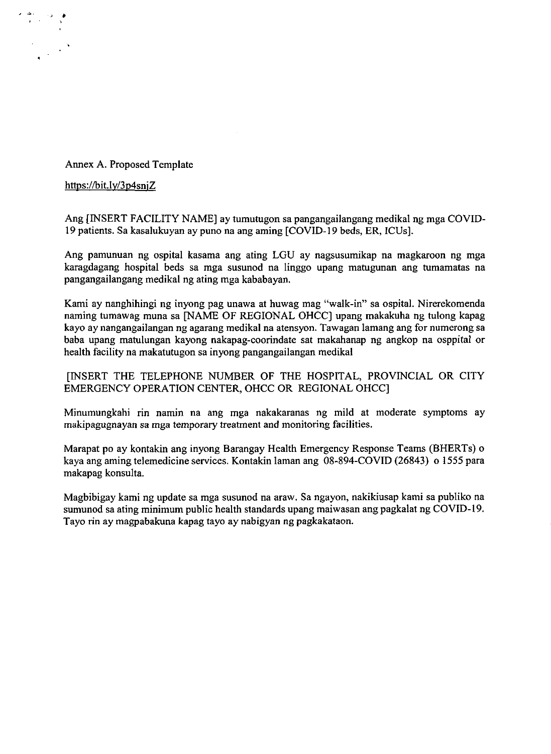Annex A. Proposed Template

https://bit.ly/3p4snjZ

Ang [INSERT FACILITY NAME] ay tumutugon sa pangangailangang medikal ng mga COVID-19 patients. Sa kasalukuyan ay puno na ang aming [COVID-19 beds, ER, ICUs].

Ang pamunuan ng ospital kasama ang ating LGU ay nagsusumikap na magkaroon ng mga karagdagang hospital beds sa mga susunod na linggo upang matugunan ang tumamatas na pangangailangang medikal ng ating mga kababayan.

Kami ay nanghihingi ng inyong pag unawa at huwag mag "walk-in" sa ospital. Nirerekomenda naming tumawag muna sa [NAME OF REGIONAL OHCC] upang makakuha ng tulong kapag kayo ay nangangailangan ng agarang medikal na atensyon. Tawagan lamang ang for numerong sa baba upang matulungan kayong nakapag-coorindate sat makahanap ng angkop na osppital or health facility na makatutugon sa inyong pangangailangan medikal

[INSERT THE TELEPHONE NUMBER OF THE HOSPITAL, PROVINCIAL OR CITY EMERGENCY OPERATION CENTER, OHCC OR REGIONAL OHCC]

Minumungkahi rin namin na ang mga nakakaranas ng mild at moderate symptoms ay makipagugnayan sa mga temporary treatment and monitoring facilities.

Marapat po ay kontakin ang inyong Barangay Health Emergency Response Teams (BHERTs) o kaya ang aming telemedicine services. Kontakin laman ang 08-894-COVID (26843) o 1555 para makapag konsulta.

Magbibigay kami ng update sa mga susunod na araw. Sa ngayon, nakikiusap kami sa publiko na sumunod sa ating minimum public health standards upang maiwasan ang pagkalat ng COVID-19. Tayo rin ay magpabakuna kapag tayo ay nabigyan ng pagkakataon.